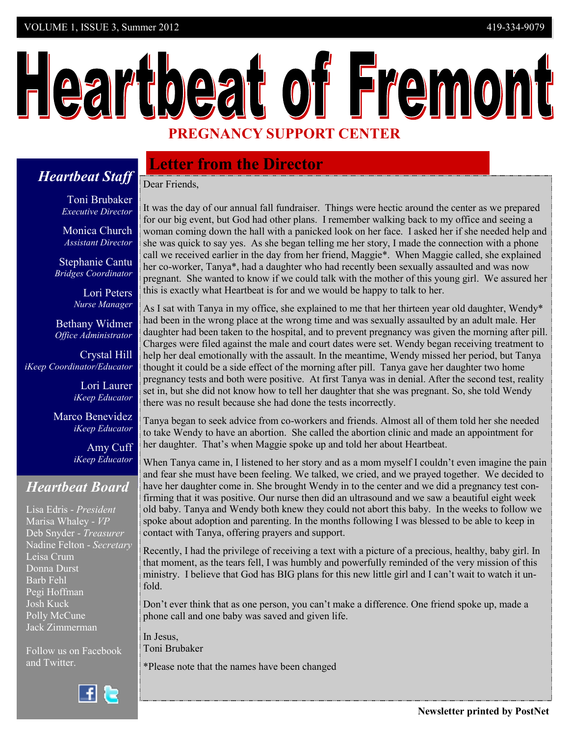# Heartbeat of Fremont

## PREGNANCY SUPPORT CENTER

419-334-9079

## Letter from the Director

Dear Friends,

It was the day of our annual fall fundraiser. Things were hectic around the center as we prepared for our big event, but God had other plans. I remember walking back to my office and seeing a woman coming down the hall with a panicked look on her face. I asked her if she needed help and she was quick to say yes. As she began telling me her story, I made the connection with a phone call we received earlier in the day from her friend, Maggie*. When Maggie called, she explained her co-worker, Tanya*, had a daughter who had recently been sexually assaulted and was now pregnant. She wanted to know if we could talk with the mother of this young girl. We assured her this is exactly what Heartbeat is for and we would be happy to talk to her.

As I sat with Tanya in my office, she explained to me that her thirteen year old daughter, Wendy* had been in the wrong place at the wrong time and was sexually assaulted by an adult male. Her daughter had been taken to the hospital, and to prevent pregnancy was given the morning after pill. Charges were filed against the male and court dates were set. Wendy began receiving treatment to help her deal emotionally with the assault. In the meantime, Wendy missed her period, but Tanya thought it could be a side effect of the morning after pill. Tanya gave her daughter two home pregnancy tests and both were positive. At first Tanya was in denial. After the second test, reality set in, but she did not know how to tell her daughter that she was pregnant. So, she told Wendy there was no result because she had done the tests incorrectly.

Tanya began to seek advice from co-workers and friends. Almost all of them told her she needed to take Wendy to have an abortion. She called the abortion clinic and made an appointment for her daughter. That's when Maggie spoke up and told her about Heartbeat.

When Tanya came in, I listened to her story and as a mom myself I couldn't even imagine the pain and fear she must have been feeling. We talked, we cried, and we prayed together. We decided to have her daughter come in. She brought Wendy in to the center and we did a pregnancy test confirming that it was positive. Our nurse then did an ultrasound and we saw a beautiful eight week old baby. Tanya and Wendy both knew they could not abort this baby. In the weeks to follow we spoke about adoption and parenting. In the months following I was blessed to be able to keep in contact with Tanya, offering prayers and support.

Recently, I had the privilege of receiving a text with a picture of a precious, healthy, baby girl. In that moment, as the tears fell, I was humbly and powerfully reminded of the very mission of this ministry. I believe that God has BIG plans for this new little girl and I can't wait to watch it unfold.

Don't ever think that as one person, you can't make a difference. One friend spoke up, made a phone call and one baby was saved and given life.

In Jesus,
Toni Brubaker

*Please note that the names have been changed

## *Heartbeat Staff*

Toni Brubaker
*Executive Director*

Monica Church
*Assistant Director*

Stephanie Cantu
*Bridges Coordinator*

Lori Peters
*Nurse Manager*

Bethany Widmer
*Office Administrator*

Crystal Hill
*iKeep Coordinator/Educator*

Lori Laurer
*iKeep Educator*

Marco Benevidez
*iKeep Educator*

Amy Cuff
*iKeep Educator*

## *Heartbeat Board*

Lisa Edris - *President*
Marisa Whaley - *VP*
Deb Snyder - *Treasurer*
Nadine Felton - *Secretary*
Leisa Crum
Donna Durst
Barb Fehl
Pegi Hoffman
Josh Kuck
Polly McCune
Jack Zimmerman

Follow us on Facebook and Twitter.

**Newsletter printed by PostNet**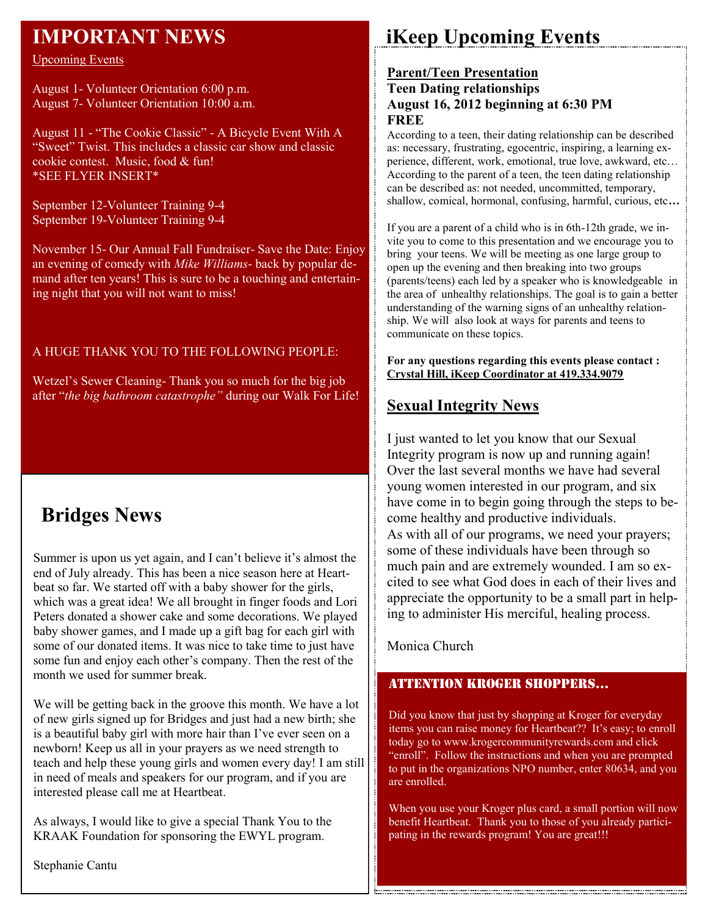# IMPORTANT NEWS

Upcoming Events

August 1- Volunteer Orientation 6:00 p.m.
August 7- Volunteer Orientation 10:00 a.m.

August 11 - "The Cookie Classic" - A Bicycle Event With A "Sweet" Twist. This includes a classic car show and classic cookie contest. Music, food & fun!
*SEE FLYER INSERT*

September 12-Volunteer Training 9-4
September 19-Volunteer Training 9-4

November 15- Our Annual Fall Fundraiser- Save the Date: Enjoy an evening of comedy with *Mike Williams*- back by popular demand after ten years! This is sure to be a touching and entertaining night that you will not want to miss!

A HUGE THANK YOU TO THE FOLLOWING PEOPLE:

Wetzel's Sewer Cleaning- Thank you so much for the big job after "*the big bathroom catastrophe"* during our Walk For Life!

# Bridges News

Summer is upon us yet again, and I can't believe it's almost the end of July already. This has been a nice season here at Heartbeat so far. We started off with a baby shower for the girls, which was a great idea! We all brought in finger foods and Lori Peters donated a shower cake and some decorations. We played baby shower games, and I made up a gift bag for each girl with some of our donated items. It was nice to take time to just have some fun and enjoy each other's company. Then the rest of the month we used for summer break.

We will be getting back in the groove this month. We have a lot of new girls signed up for Bridges and just had a new birth; she is a beautiful baby girl with more hair than I've ever seen on a newborn! Keep us all in your prayers as we need strength to teach and help these young girls and women every day! I am still in need of meals and speakers for our program, and if you are interested please call me at Heartbeat.

As always, I would like to give a special Thank You to the KRAAK Foundation for sponsoring the EWYL program.

Stephanie Cantu

# iKeep Upcoming Events

**Parent/Teen Presentation**
**Teen Dating relationships**
**August 16, 2012 beginning at 6:30 PM**
**FREE**

According to a teen, their dating relationship can be described as: necessary, frustrating, egocentric, inspiring, a learning experience, different, work, emotional, true love, awkward, etc… According to the parent of a teen, the teen dating relationship can be described as: not needed, uncommitted, temporary, shallow, comical, hormonal, confusing, harmful, curious, etc**…**

If you are a parent of a child who is in 6th-12th grade, we invite you to come to this presentation and we encourage you to bring your teens. We will be meeting as one large group to open up the evening and then breaking into two groups (parents/teens) each led by a speaker who is knowledgeable in the area of unhealthy relationships. The goal is to gain a better understanding of the warning signs of an unhealthy relationship. We will also look at ways for parents and teens to communicate on these topics.

**For any questions regarding this events please contact :**
**Crystal Hill, iKeep Coordinator at 419.334.9079**

## Sexual Integrity News

I just wanted to let you know that our Sexual Integrity program is now up and running again! Over the last several months we have had several young women interested in our program, and six have come in to begin going through the steps to become healthy and productive individuals.
As with all of our programs, we need your prayers; some of these individuals have been through so much pain and are extremely wounded. I am so excited to see what God does in each of their lives and appreciate the opportunity to be a small part in helping to administer His merciful, healing process.

Monica Church

## ATTENTION KROGER SHOPPERS…

Did you know that just by shopping at Kroger for everyday items you can raise money for Heartbeat?? It's easy; to enroll today go to www.krogercommunityrewards.com and click "enroll". Follow the instructions and when you are prompted to put in the organizations NPO number, enter 80634, and you are enrolled.

When you use your Kroger plus card, a small portion will now benefit Heartbeat. Thank you to those of you already participating in the rewards program! You are great!!!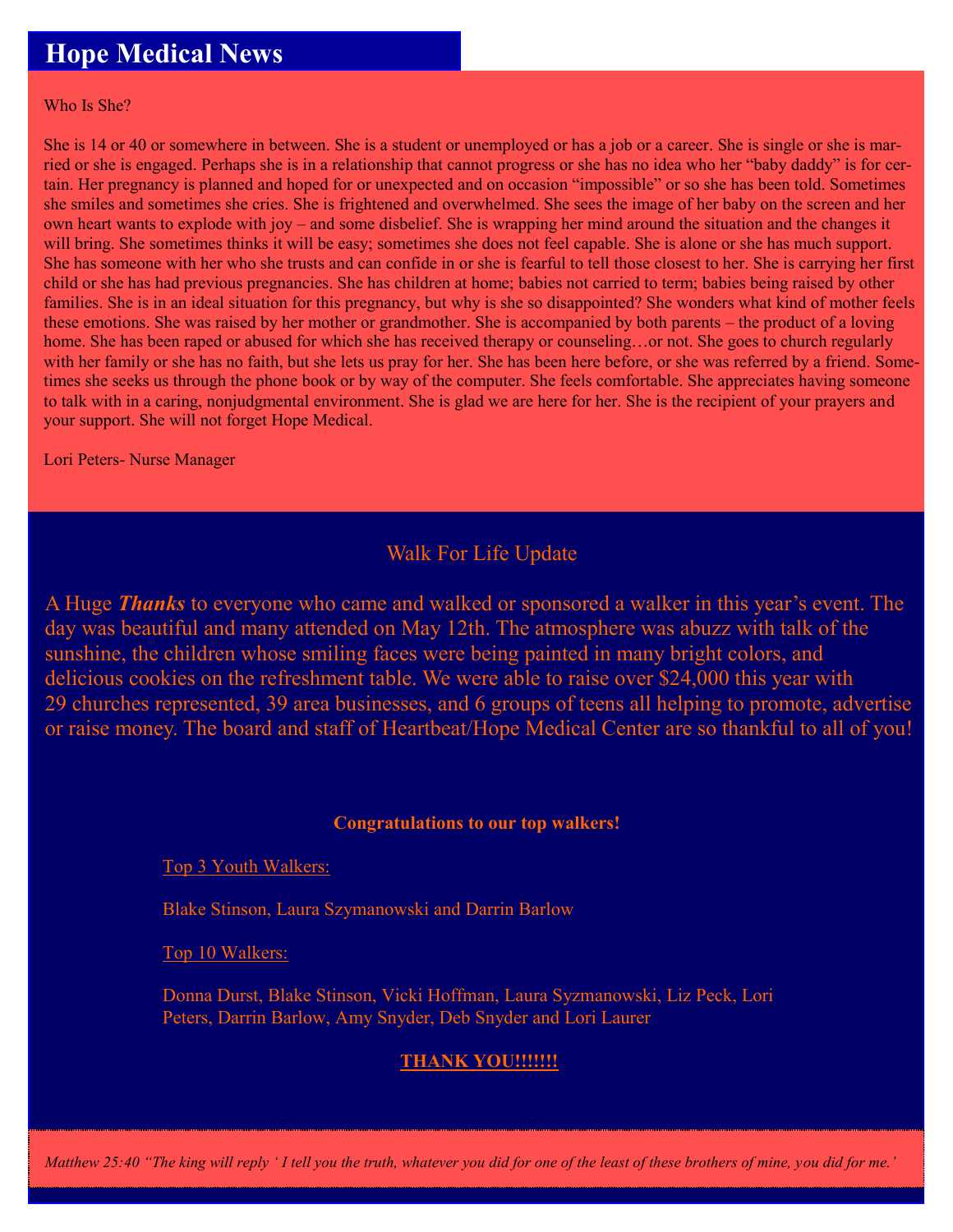# Hope Medical News

## Who Is She?

She is 14 or 40 or somewhere in between. She is a student or unemployed or has a job or a career. She is single or she is married or she is engaged. Perhaps she is in a relationship that cannot progress or she has no idea who her "baby daddy" is for certain. Her pregnancy is planned and hoped for or unexpected and on occasion "impossible" or so she has been told. Sometimes she smiles and sometimes she cries. She is frightened and overwhelmed. She sees the image of her baby on the screen and her own heart wants to explode with joy – and some disbelief. She is wrapping her mind around the situation and the changes it will bring. She sometimes thinks it will be easy; sometimes she does not feel capable. She is alone or she has much support. She has someone with her who she trusts and can confide in or she is fearful to tell those closest to her. She is carrying her first child or she has had previous pregnancies. She has children at home; babies not carried to term; babies being raised by other families. She is in an ideal situation for this pregnancy, but why is she so disappointed? She wonders what kind of mother feels these emotions. She was raised by her mother or grandmother. She is accompanied by both parents – the product of a loving home. She has been raped or abused for which she has received therapy or counseling…or not. She goes to church regularly with her family or she has no faith, but she lets us pray for her. She has been here before, or she was referred by a friend. Sometimes she seeks us through the phone book or by way of the computer. She feels comfortable. She appreciates having someone to talk with in a caring, nonjudgmental environment. She is glad we are here for her. She is the recipient of your prayers and your support. She will not forget Hope Medical.

Lori Peters- Nurse Manager

## Walk For Life Update

A Huge ***Thanks*** to everyone who came and walked or sponsored a walker in this year's event. The day was beautiful and many attended on May 12th. The atmosphere was abuzz with talk of the sunshine, the children whose smiling faces were being painted in many bright colors, and delicious cookies on the refreshment table. We were able to raise over $24,000 this year with 29 churches represented, 39 area businesses, and 6 groups of teens all helping to promote, advertise or raise money. The board and staff of Heartbeat/Hope Medical Center are so thankful to all of you!

**Congratulations to our top walkers!**

Top 3 Youth Walkers:

Blake Stinson, Laura Szymanowski and Darrin Barlow

Top 10 Walkers:

Donna Durst, Blake Stinson, Vicki Hoffman, Laura Syzmanowski, Liz Peck, Lori Peters, Darrin Barlow, Amy Snyder, Deb Snyder and Lori Laurer

**THANK YOU!!!!!!!**

*Matthew 25:40 "The king will reply ' I tell you the truth, whatever you did for one of the least of these brothers of mine, you did for me.'*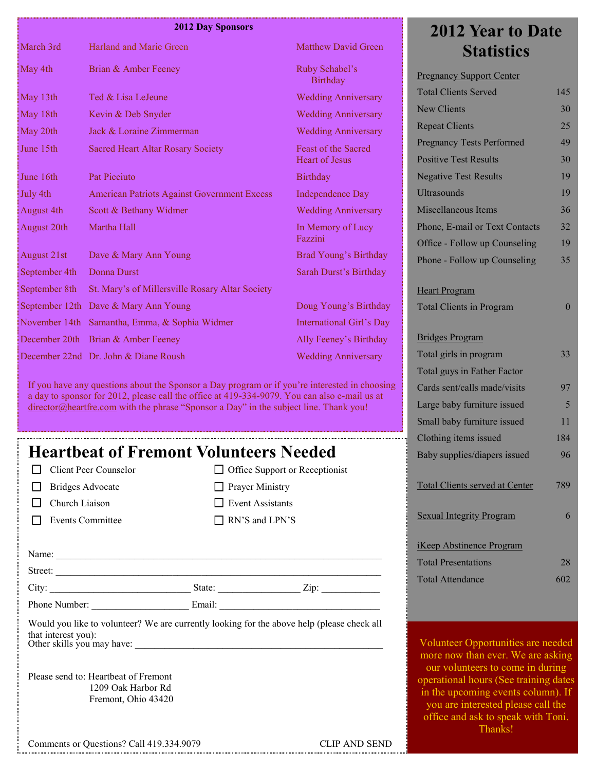## 2012 Day Sponsors

| Date | Sponsor | Occasion |
|---|---|---|
| March 3rd | Harland and Marie Green | Matthew David Green |
| May 4th | Brian & Amber Feeney | Ruby Schabel's Birthday |
| May 13th | Ted & Lisa LeJeune | Wedding Anniversary |
| May 18th | Kevin & Deb Snyder | Wedding Anniversary |
| May 20th | Jack & Loraine Zimmerman | Wedding Anniversary |
| June 15th | Sacred Heart Altar Rosary Society | Feast of the Sacred Heart of Jesus |
| June 16th | Pat Picciuto | Birthday |
| July 4th | American Patriots Against Government Excess | Independence Day |
| August 4th | Scott & Bethany Widmer | Wedding Anniversary |
| August 20th | Martha Hall | In Memory of Lucy Fazzini |
| August 21st | Dave & Mary Ann Young | Brad Young's Birthday |
| September 4th | Donna Durst | Sarah Durst's Birthday |
| September 8th | St. Mary's of Millersville Rosary Altar Society | |
| September 12th | Dave & Mary Ann Young | Doug Young's Birthday |
| November 14th | Samantha, Emma, & Sophia Widmer | International Girl's Day |
| December 20th | Brian & Amber Feeney | Ally Feeney's Birthday |
| December 22nd | Dr. John & Diane Roush | Wedding Anniversary |

If you have any questions about the Sponsor a Day program or if you're interested in choosing a day to sponsor for 2012, please call the office at 419-334-9079. You can also e-mail us at director@heartfre.com with the phrase "Sponsor a Day" in the subject line. Thank you!

# Heartbeat of Fremont Volunteers Needed

- ☐ Client Peer Counselor
- ☐ Bridges Advocate
- ☐ Church Liaison
- ☐ Events Committee
- ☐ Office Support or Receptionist
- ☐ Prayer Ministry
- ☐ Event Assistants
- ☐ RN'S and LPN'S

Name: ____________________________________________

Street: ____________________________________________

City: ______________________ State: ______________ Zip: __________

Phone Number: ________________ Email: ____________________________

Would you like to volunteer? We are currently looking for the above help (please check all that interest you):
Other skills you may have: ____________________________________________

Please send to: Heartbeat of Fremont
1209 Oak Harbor Rd
Fremont, Ohio 43420

Comments or Questions? Call 419.334.9079 CLIP AND SEND

## 2012 Year to Date Statistics

**Pregnancy Support Center**

| | |
|---|---|
| Total Clients Served | 145 |
| New Clients | 30 |
| Repeat Clients | 25 |
| Pregnancy Tests Performed | 49 |
| Positive Test Results | 30 |
| Negative Test Results | 19 |
| Ultrasounds | 19 |
| Miscellaneous Items | 36 |
| Phone, E-mail or Text Contacts | 32 |
| Office - Follow up Counseling | 19 |
| Phone - Follow up Counseling | 35 |

**Heart Program**

| | |
|---|---|
| Total Clients in Program | 0 |

**Bridges Program**

| | |
|---|---|
| Total girls in program | 33 |
| Total guys in Father Factor | |
| Cards sent/calls made/visits | 97 |
| Large baby furniture issued | 5 |
| Small baby furniture issued | 11 |
| Clothing items issued | 184 |
| Baby supplies/diapers issued | 96 |

| | |
|---|---|
| Total Clients served at Center | 789 |
| Sexual Integrity Program | 6 |

**iKeep Abstinence Program**

| | |
|---|---|
| Total Presentations | 28 |
| Total Attendance | 602 |

Volunteer Opportunities are needed more now than ever. We are asking our volunteers to come in during operational hours (See training dates in the upcoming events column). If you are interested please call the office and ask to speak with Toni. Thanks!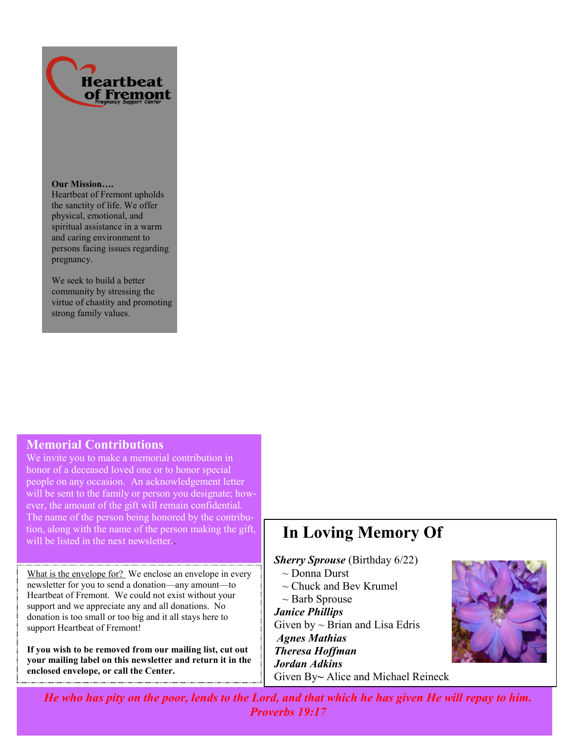Heartbeat of Fremont

Pregnancy Support Center

**Our Mission….**

Heartbeat of Fremont upholds the sanctity of life. We offer physical, emotional, and spiritual assistance in a warm and caring environment to persons facing issues regarding pregnancy.

We seek to build a better community by stressing the virtue of chastity and promoting strong family values.

## Memorial Contributions

We invite you to make a memorial contribution in honor of a deceased loved one or to honor special people on any occasion. An acknowledgement letter will be sent to the family or person you designate; however, the amount of the gift will remain confidential. The name of the person being honored by the contribution, along with the name of the person making the gift, will be listed in the next newsletter..

What is the envelope for? We enclose an envelope in every newsletter for you to send a donation—any amount—to Heartbeat of Fremont. We could not exist without your support and we appreciate any and all donations. No donation is too small or too big and it all stays here to support Heartbeat of Fremont!

**If you wish to be removed from our mailing list, cut out your mailing label on this newsletter and return it in the enclosed envelope, or call the Center.**

## In Loving Memory Of

***Sherry Sprouse*** (Birthday 6/22)
~ Donna Durst
~ Chuck and Bev Krumel
~ Barb Sprouse

***Janice Phillips***
Given by ~ Brian and Lisa Edris

***Agnes Mathias***
***Theresa Hoffman***
***Jordan Adkins***
Given By~ Alice and Michael Reineck

***He who has pity on the poor, lends to the Lord, and that which he has given He will repay to him. Proverbs 19:17***